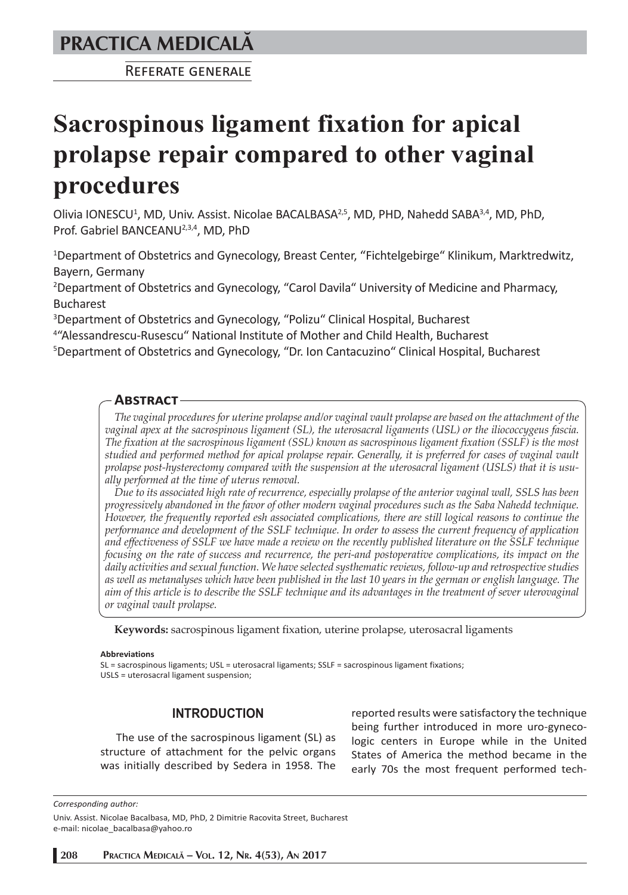**PRACTICA MEDICALĂ**

REFERATE GENERALE

# Sacrospinous ligament fixation for apical prolapse repair compared to other vaginal procedures

Olivia IONESCU[1], MD, Univ. Assist. Nicolae BACALBASA[2,5], MD, PHD, Nahedd SABA[3,4], MD, PhD, Prof. Gabriel BANCEANU[2,3,4], MD, PhD

[1]Department of Obstetrics and Gynecology, Breast Center, "Fichtelgebirge" Klinikum, Marktredwitz, Bayern, Germany

[2]Department of Obstetrics and Gynecology, "Carol Davila" University of Medicine and Pharmacy, Bucharest

[3]Department of Obstetrics and Gynecology, "Polizu" Clinical Hospital, Bucharest

[4]"Alessandrescu-Rusescu" National Institute of Mother and Child Health, Bucharest

[5]Department of Obstetrics and Gynecology, "Dr. Ion Cantacuzino" Clinical Hospital, Bucharest

## Abstract

*The vaginal procedures for uterine prolapse and/or vaginal vault prolapse are based on the attachment of the vaginal apex at the sacrospinous ligament (SL), the uterosacral ligaments (USL) or the iliococcygeus fascia. The fixation at the sacrospinous ligament (SSL) known as sacrospinous ligament fixation (SSLF) is the most studied and performed method for apical prolapse repair. Generally, it is preferred for cases of vaginal vault prolapse post-hysterectomy compared with the suspension at the uterosacral ligament (USLS) that it is usually performed at the time of uterus removal.*

*Due to its associated high rate of recurrence, especially prolapse of the anterior vaginal wall, SSLS has been progressively abandoned in the favor of other modern vaginal procedures such as the Saba Nahedd technique. However, the frequently reported esh associated complications, there are still logical reasons to continue the performance and development of the SSLF technique. In order to assess the current frequency of application and effectiveness of SSLF we have made a review on the recently published literature on the SSLF technique focusing on the rate of success and recurrence, the peri-and postoperative complications, its impact on the daily activities and sexual function. We have selected systhematic reviews, follow-up and retrospective studies as well as metanalyses which have been published in the last 10 years in the german or english language. The aim of this article is to describe the SSLF technique and its advantages in the treatment of sever uterovaginal or vaginal vault prolapse.*

**Keywords:** sacrospinous ligament fixation, uterine prolapse, uterosacral ligaments

**Abbreviations**

SL = sacrospinous ligaments; USL = uterosacral ligaments; SSLF = sacrospinous ligament fixations; USLS = uterosacral ligament suspension;

## INTRODUCTION

The use of the sacrospinous ligament (SL) as structure of attachment for the pelvic organs was initially described by Sedera in 1958. The reported results were satisfactory the technique being further introduced in more uro-gynecologic centers in Europe while in the United States of America the method became in the early 70s the most frequent performed tech-

*Corresponding author:*

Univ. Assist. Nicolae Bacalbasa, MD, PhD, 2 Dimitrie Racovita Street, Bucharest
e-mail: nicolae_bacalbasa@yahoo.ro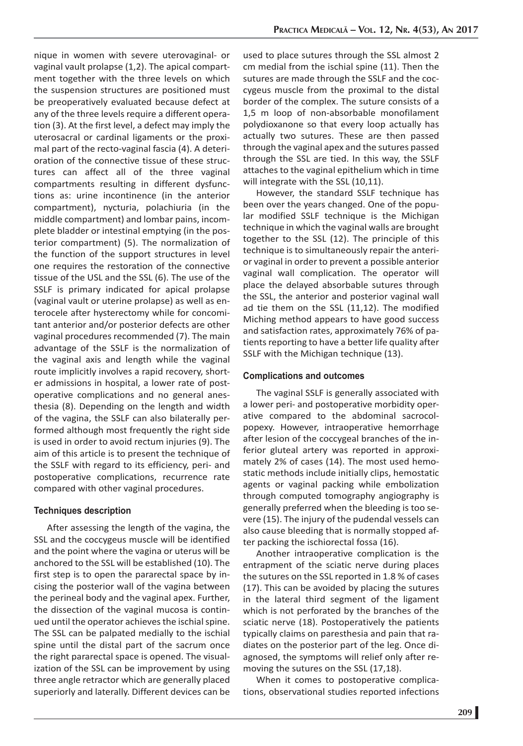nique in women with severe uterovaginal- or vaginal vault prolapse (1,2). The apical compartment together with the three levels on which the suspension structures are positioned must be preoperatively evaluated because defect at any of the three levels require a different operation (3). At the first level, a defect may imply the uterosacral or cardinal ligaments or the proximal part of the recto-vaginal fascia (4). A deterioration of the connective tissue of these structures can affect all of the three vaginal compartments resulting in different dysfunctions as: urine incontinence (in the anterior compartment), nycturia, polachiuria (in the middle compartment) and lombar pains, incomplete bladder or intestinal emptying (in the posterior compartment) (5). The normalization of the function of the support structures in level one requires the restoration of the connective tissue of the USL and the SSL (6). The use of the SSLF is primary indicated for apical prolapse (vaginal vault or uterine prolapse) as well as enterocele after hysterectomy while for concomitant anterior and/or posterior defects are other vaginal procedures recommended (7). The main advantage of the SSLF is the normalization of the vaginal axis and length while the vaginal route implicitly involves a rapid recovery, shorter admissions in hospital, a lower rate of postoperative complications and no general anesthesia (8). Depending on the length and width of the vagina, the SSLF can also bilaterally performed although most frequently the right side is used in order to avoid rectum injuries (9). The aim of this article is to present the technique of the SSLF with regard to its efficiency, peri- and postoperative complications, recurrence rate compared with other vaginal procedures.

## Techniques description

After assessing the length of the vagina, the SSL and the coccygeus muscle will be identified and the point where the vagina or uterus will be anchored to the SSL will be established (10). The first step is to open the pararectal space by incising the posterior wall of the vagina between the perineal body and the vaginal apex. Further, the dissection of the vaginal mucosa is continued until the operator achieves the ischial spine. The SSL can be palpated medially to the ischial spine until the distal part of the sacrum once the right pararectal space is opened. The visualization of the SSL can be improvement by using three angle retractor which are generally placed superiorly and laterally. Different devices can be used to place sutures through the SSL almost 2 cm medial from the ischial spine (11). Then the sutures are made through the SSLF and the coccygeus muscle from the proximal to the distal border of the complex. The suture consists of a 1,5 m loop of non-absorbable monofilament polydioxanone so that every loop actually has actually two sutures. These are then passed through the vaginal apex and the sutures passed through the SSL are tied. In this way, the SSLF attaches to the vaginal epithelium which in time will integrate with the SSL (10,11).

However, the standard SSLF technique has been over the years changed. One of the popular modified SSLF technique is the Michigan technique in which the vaginal walls are brought together to the SSL (12). The principle of this technique is to simultaneously repair the anterior vaginal in order to prevent a possible anterior vaginal wall complication. The operator will place the delayed absorbable sutures through the SSL, the anterior and posterior vaginal wall ad tie them on the SSL (11,12). The modified Miching method appears to have good success and satisfaction rates, approximately 76% of patients reporting to have a better life quality after SSLF with the Michigan technique (13).

## Complications and outcomes

The vaginal SSLF is generally associated with a lower peri- and postoperative morbidity operative compared to the abdominal sacrocolpopexy. However, intraoperative hemorrhage after lesion of the coccygeal branches of the inferior gluteal artery was reported in approximately 2% of cases (14). The most used hemostatic methods include initially clips, hemostatic agents or vaginal packing while embolization through computed tomography angiography is generally preferred when the bleeding is too severe (15). The injury of the pudendal vessels can also cause bleeding that is normally stopped after packing the ischiorectal fossa (16).

Another intraoperative complication is the entrapment of the sciatic nerve during places the sutures on the SSL reported in 1.8 % of cases (17). This can be avoided by placing the sutures in the lateral third segment of the ligament which is not perforated by the branches of the sciatic nerve (18). Postoperatively the patients typically claims on paresthesia and pain that radiates on the posterior part of the leg. Once diagnosed, the symptoms will relief only after removing the sutures on the SSL (17,18).

When it comes to postoperative complications, observational studies reported infections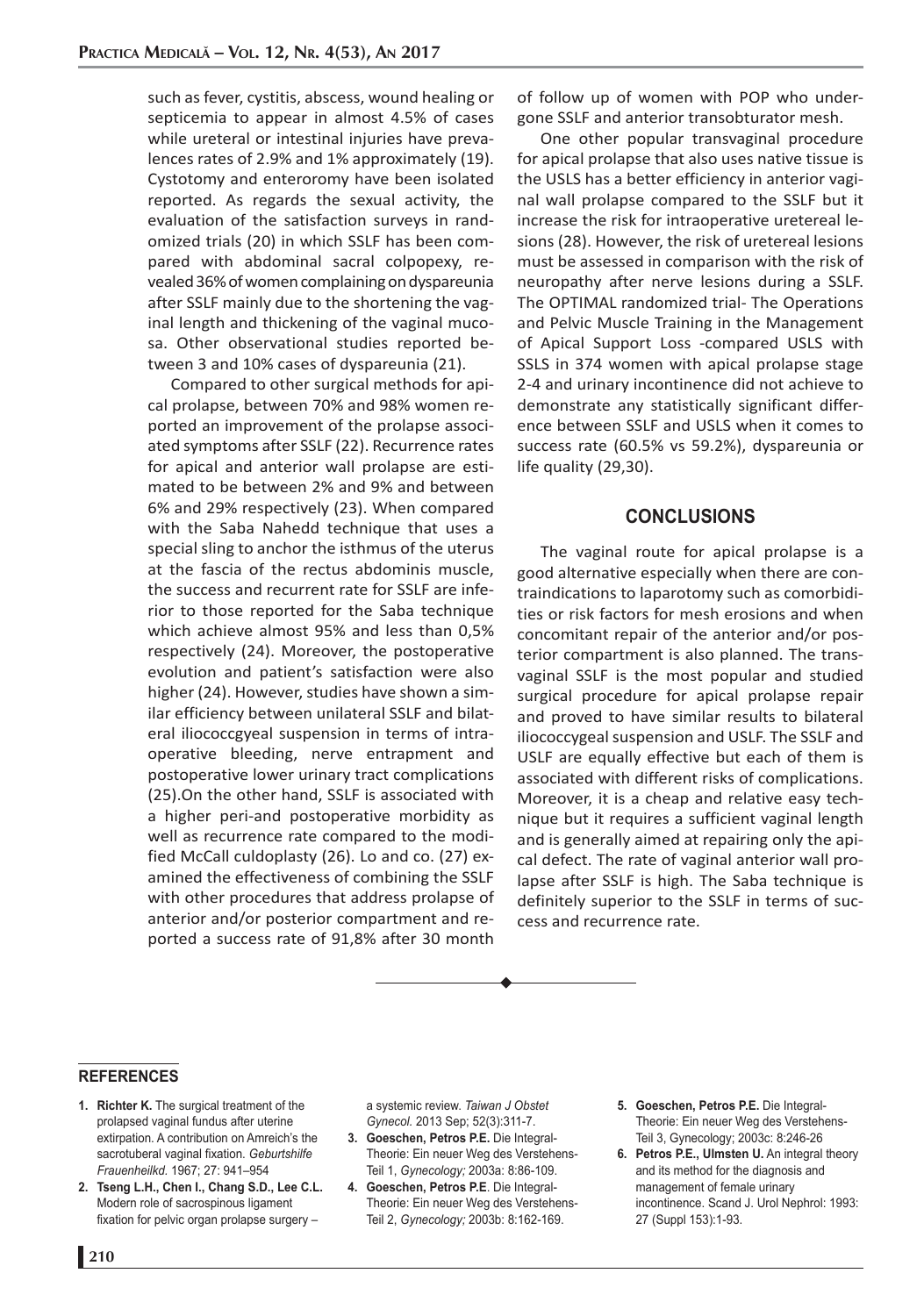such as fever, cystitis, abscess, wound healing or septicemia to appear in almost 4.5% of cases while ureteral or intestinal injuries have prevalences rates of 2.9% and 1% approximately (19). Cystotomy and enteroromy have been isolated reported. As regards the sexual activity, the evaluation of the satisfaction surveys in randomized trials (20) in which SSLF has been compared with abdominal sacral colpopexy, revealed 36% of women complaining on dyspareunia after SSLF mainly due to the shortening the vaginal length and thickening of the vaginal mucosa. Other observational studies reported between 3 and 10% cases of dyspareunia (21).

Compared to other surgical methods for apical prolapse, between 70% and 98% women reported an improvement of the prolapse associated symptoms after SSLF (22). Recurrence rates for apical and anterior wall prolapse are estimated to be between 2% and 9% and between 6% and 29% respectively (23). When compared with the Saba Nahedd technique that uses a special sling to anchor the isthmus of the uterus at the fascia of the rectus abdominis muscle, the success and recurrent rate for SSLF are inferior to those reported for the Saba technique which achieve almost 95% and less than 0,5% respectively (24). Moreover, the postoperative evolution and patient's satisfaction were also higher (24). However, studies have shown a similar efficiency between unilateral SSLF and bilateral iliococcgyeal suspension in terms of intraoperative bleeding, nerve entrapment and postoperative lower urinary tract complications (25).On the other hand, SSLF is associated with a higher peri-and postoperative morbidity as well as recurrence rate compared to the modified McCall culdoplasty (26). Lo and co. (27) examined the effectiveness of combining the SSLF with other procedures that address prolapse of anterior and/or posterior compartment and reported a success rate of 91,8% after 30 month of follow up of women with POP who undergone SSLF and anterior transobturator mesh.

One other popular transvaginal procedure for apical prolapse that also uses native tissue is the USLS has a better efficiency in anterior vaginal wall prolapse compared to the SSLF but it increase the risk for intraoperative uretereal lesions (28). However, the risk of uretereal lesions must be assessed in comparison with the risk of neuropathy after nerve lesions during a SSLF. The OPTIMAL randomized trial- The Operations and Pelvic Muscle Training in the Management of Apical Support Loss -compared USLS with SSLS in 374 women with apical prolapse stage 2-4 and urinary incontinence did not achieve to demonstrate any statistically significant difference between SSLF and USLS when it comes to success rate (60.5% vs 59.2%), dyspareunia or life quality (29,30).

## CONCLUSIONS

The vaginal route for apical prolapse is a good alternative especially when there are contraindications to laparotomy such as comorbidities or risk factors for mesh erosions and when concomitant repair of the anterior and/or posterior compartment is also planned. The transvaginal SSLF is the most popular and studied surgical procedure for apical prolapse repair and proved to have similar results to bilateral iliococcygeal suspension and USLF. The SSLF and USLF are equally effective but each of them is associated with different risks of complications. Moreover, it is a cheap and relative easy technique but it requires a sufficient vaginal length and is generally aimed at repairing only the apical defect. The rate of vaginal anterior wall prolapse after SSLF is high. The Saba technique is definitely superior to the SSLF in terms of success and recurrence rate.

## REFERENCES

1. **Richter K.** The surgical treatment of the prolapsed vaginal fundus after uterine extirpation. A contribution on Amreich's the sacrotuberal vaginal fixation. *Geburtshilfe Frauenheilkd.* 1967; 27: 941–954
2. **Tseng L.H., Chen I., Chang S.D., Lee C.L.** Modern role of sacrospinous ligament fixation for pelvic organ prolapse surgery – a systemic review. *Taiwan J Obstet Gynecol.* 2013 Sep; 52(3):311-7.
3. **Goeschen, Petros P.E.** Die Integral-Theorie: Ein neuer Weg des Verstehens-Teil 1, *Gynecology;* 2003a: 8:86-109.
4. **Goeschen, Petros P.E**. Die Integral-Theorie: Ein neuer Weg des Verstehens-Teil 2, *Gynecology;* 2003b: 8:162-169.
5. **Goeschen, Petros P.E.** Die Integral-Theorie: Ein neuer Weg des Verstehens-Teil 3, Gynecology; 2003c: 8:246-26
6. **Petros P.E., Ulmsten U.** An integral theory and its method for the diagnosis and management of female urinary incontinence. Scand J. Urol Nephrol: 1993: 27 (Suppl 153):1-93.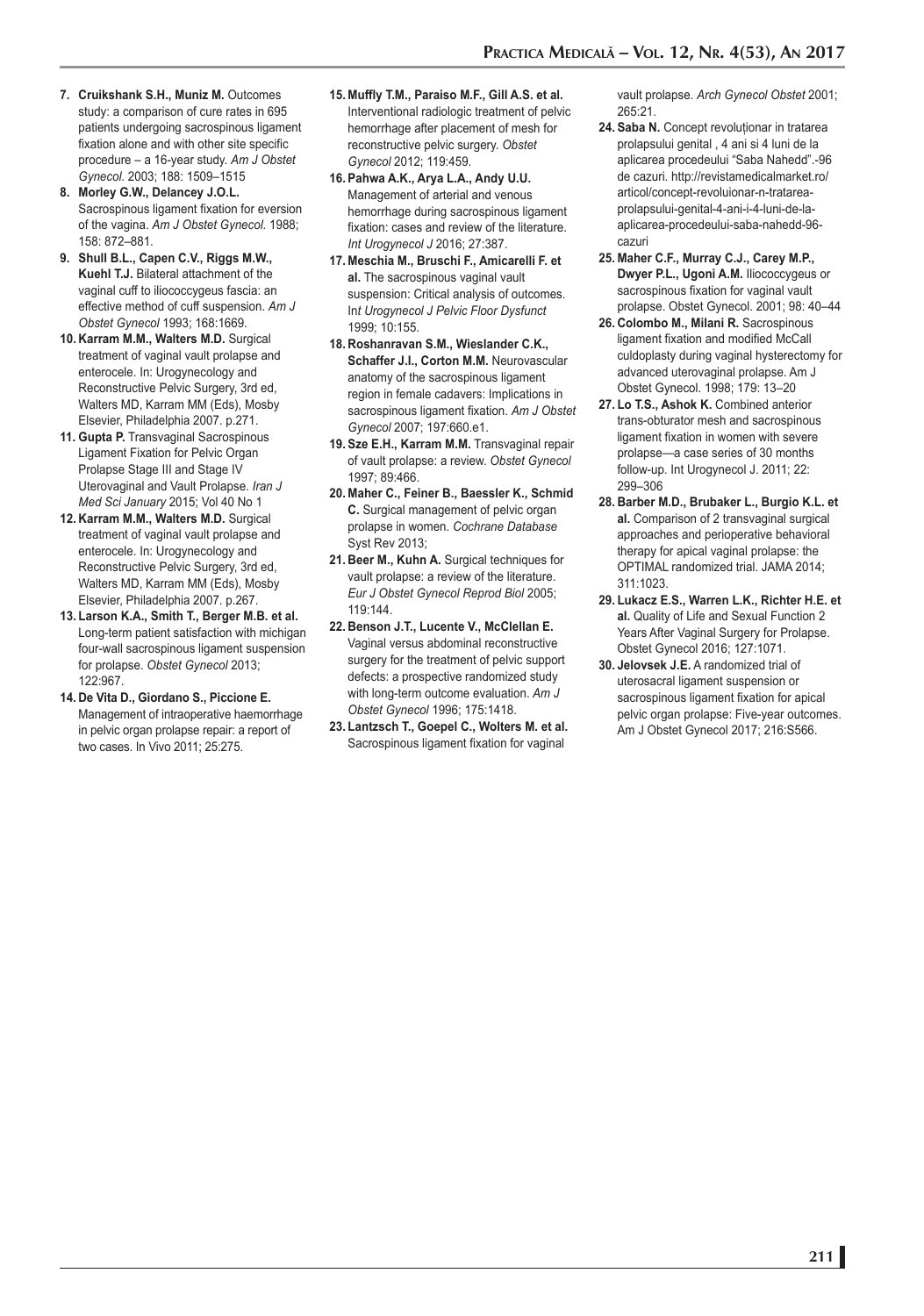7. **Cruikshank S.H., Muniz M.** Outcomes study: a comparison of cure rates in 695 patients undergoing sacrospinous ligament fixation alone and with other site specific procedure – a 16-year study. *Am J Obstet Gynecol.* 2003; 188: 1509–1515
8. **Morley G.W., Delancey J.O.L.** Sacrospinous ligament fixation for eversion of the vagina. *Am J Obstet Gynecol.* 1988; 158: 872–881.
9. **Shull B.L., Capen C.V., Riggs M.W., Kuehl T.J.** Bilateral attachment of the vaginal cuff to iliococcygeus fascia: an effective method of cuff suspension. *Am J Obstet Gynecol* 1993; 168:1669.
10. **Karram M.M., Walters M.D.** Surgical treatment of vaginal vault prolapse and enterocele. In: Urogynecology and Reconstructive Pelvic Surgery, 3rd ed, Walters MD, Karram MM (Eds), Mosby Elsevier, Philadelphia 2007. p.271.
11. **Gupta P.** Transvaginal Sacrospinous Ligament Fixation for Pelvic Organ Prolapse Stage III and Stage IV Uterovaginal and Vault Prolapse. *Iran J Med Sci January* 2015; Vol 40 No 1
12. **Karram M.M., Walters M.D.** Surgical treatment of vaginal vault prolapse and enterocele. In: Urogynecology and Reconstructive Pelvic Surgery, 3rd ed, Walters MD, Karram MM (Eds), Mosby Elsevier, Philadelphia 2007. p.267.
13. **Larson K.A., Smith T., Berger M.B. et al.** Long-term patient satisfaction with michigan four-wall sacrospinous ligament suspension for prolapse. *Obstet Gynecol* 2013; 122:967.
14. **De Vita D., Giordano S., Piccione E.** Management of intraoperative haemorrhage in pelvic organ prolapse repair: a report of two cases. In Vivo 2011; 25:275.
15. **Muffly T.M., Paraiso M.F., Gill A.S. et al.** Interventional radiologic treatment of pelvic hemorrhage after placement of mesh for reconstructive pelvic surgery. *Obstet Gynecol* 2012; 119:459.
16. **Pahwa A.K., Arya L.A., Andy U.U.** Management of arterial and venous hemorrhage during sacrospinous ligament fixation: cases and review of the literature. *Int Urogynecol J* 2016; 27:387.
17. **Meschia M., Bruschi F., Amicarelli F. et al.** The sacrospinous vaginal vault suspension: Critical analysis of outcomes. Int *Urogynecol J Pelvic Floor Dysfunct* 1999; 10:155.
18. **Roshanravan S.M., Wieslander C.K., Schaffer J.I., Corton M.M.** Neurovascular anatomy of the sacrospinous ligament region in female cadavers: Implications in sacrospinous ligament fixation. *Am J Obstet Gynecol* 2007; 197:660.e1.
19. **Sze E.H., Karram M.M.** Transvaginal repair of vault prolapse: a review. *Obstet Gynecol* 1997; 89:466.
20. **Maher C., Feiner B., Baessler K., Schmid C.** Surgical management of pelvic organ prolapse in women. *Cochrane Database* Syst Rev 2013;
21. **Beer M., Kuhn A.** Surgical techniques for vault prolapse: a review of the literature. *Eur J Obstet Gynecol Reprod Biol* 2005; 119:144.
22. **Benson J.T., Lucente V., McClellan E.** Vaginal versus abdominal reconstructive surgery for the treatment of pelvic support defects: a prospective randomized study with long-term outcome evaluation. *Am J Obstet Gynecol* 1996; 175:1418.
23. **Lantzsch T., Goepel C., Wolters M. et al.** Sacrospinous ligament fixation for vaginal vault prolapse. *Arch Gynecol Obstet* 2001; 265:21.
24. **Saba N.** Concept revoluționar in tratarea prolapsului genital , 4 ani si 4 luni de la aplicarea procedeului "Saba Nahedd".-96 de cazuri. http://revistamedicalmarket.ro/articol/concept-revoluionar-n-tratarea-prolapsului-genital-4-ani-i-4-luni-de-la-aplicarea-procedeului-saba-nahedd-96-cazuri
25. **Maher C.F., Murray C.J., Carey M.P., Dwyer P.L., Ugoni A.M.** Iliococcygeus or sacrospinous fixation for vaginal vault prolapse. Obstet Gynecol. 2001; 98: 40–44
26. **Colombo M., Milani R.** Sacrospinous ligament fixation and modified McCall culdoplasty during vaginal hysterectomy for advanced uterovaginal prolapse. Am J Obstet Gynecol. 1998; 179: 13–20
27. **Lo T.S., Ashok K.** Combined anterior trans-obturator mesh and sacrospinous ligament fixation in women with severe prolapse—a case series of 30 months follow-up. Int Urogynecol J. 2011; 22: 299–306
28. **Barber M.D., Brubaker L., Burgio K.L. et al.** Comparison of 2 transvaginal surgical approaches and perioperative behavioral therapy for apical vaginal prolapse: the OPTIMAL randomized trial. JAMA 2014; 311:1023.
29. **Lukacz E.S., Warren L.K., Richter H.E. et al.** Quality of Life and Sexual Function 2 Years After Vaginal Surgery for Prolapse. Obstet Gynecol 2016; 127:1071.
30. **Jelovsek J.E.** A randomized trial of uterosacral ligament suspension or sacrospinous ligament fixation for apical pelvic organ prolapse: Five-year outcomes. Am J Obstet Gynecol 2017; 216:S566.